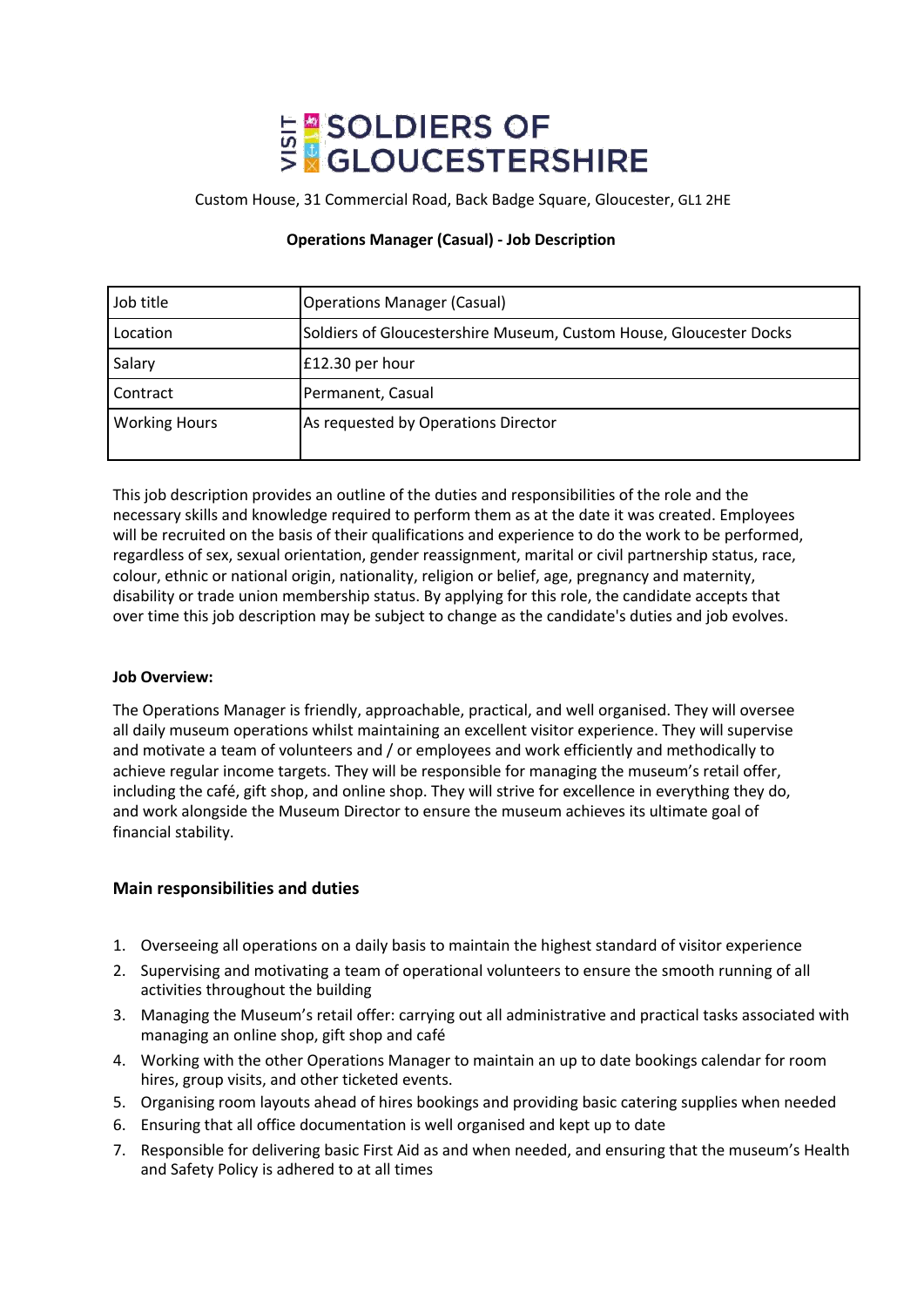# VISIT SOLDIERS OF GLOUCESTERSHIRE

Custom House, 31 Commercial Road, Back Badge Square, Gloucester, GL1 2HE

**Operations Manager (Casual) - Job Description**

| Job title | Operations Manager (Casual) |
|---|---|
| Location | Soldiers of Gloucestershire Museum, Custom House, Gloucester Docks |
| Salary | £12.30 per hour |
| Contract | Permanent, Casual |
| Working Hours | As requested by Operations Director |

This job description provides an outline of the duties and responsibilities of the role and the necessary skills and knowledge required to perform them as at the date it was created. Employees will be recruited on the basis of their qualifications and experience to do the work to be performed, regardless of sex, sexual orientation, gender reassignment, marital or civil partnership status, race, colour, ethnic or national origin, nationality, religion or belief, age, pregnancy and maternity, disability or trade union membership status. By applying for this role, the candidate accepts that over time this job description may be subject to change as the candidate's duties and job evolves.

**Job Overview:**

The Operations Manager is friendly, approachable, practical, and well organised. They will oversee all daily museum operations whilst maintaining an excellent visitor experience. They will supervise and motivate a team of volunteers and / or employees and work efficiently and methodically to achieve regular income targets. They will be responsible for managing the museum's retail offer, including the café, gift shop, and online shop. They will strive for excellence in everything they do, and work alongside the Museum Director to ensure the museum achieves its ultimate goal of financial stability.

## Main responsibilities and duties

1. Overseeing all operations on a daily basis to maintain the highest standard of visitor experience
2. Supervising and motivating a team of operational volunteers to ensure the smooth running of all activities throughout the building
3. Managing the Museum's retail offer: carrying out all administrative and practical tasks associated with managing an online shop, gift shop and café
4. Working with the other Operations Manager to maintain an up to date bookings calendar for room hires, group visits, and other ticketed events.
5. Organising room layouts ahead of hires bookings and providing basic catering supplies when needed
6. Ensuring that all office documentation is well organised and kept up to date
7. Responsible for delivering basic First Aid as and when needed, and ensuring that the museum's Health and Safety Policy is adhered to at all times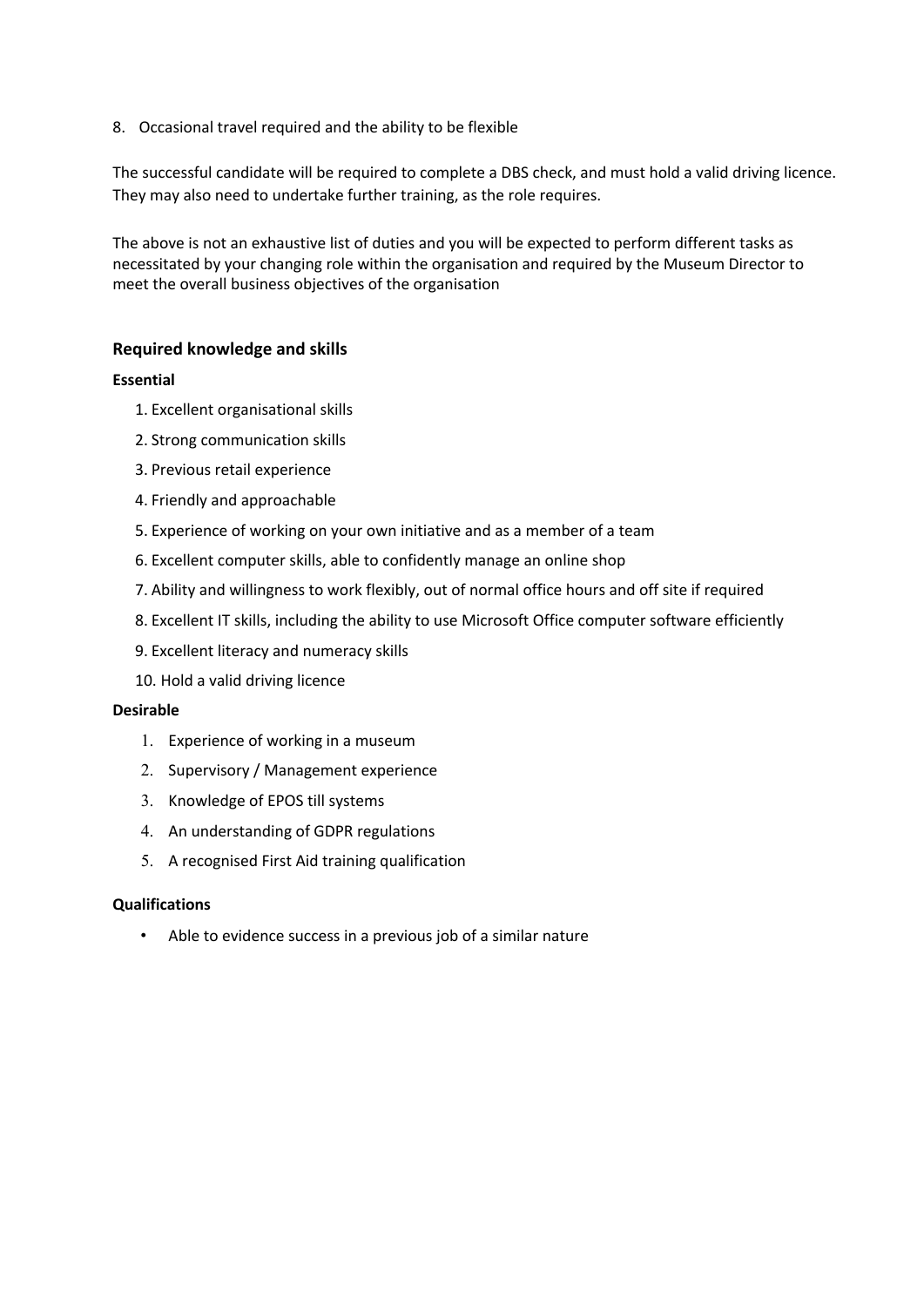8. Occasional travel required and the ability to be flexible

The successful candidate will be required to complete a DBS check, and must hold a valid driving licence. They may also need to undertake further training, as the role requires.

The above is not an exhaustive list of duties and you will be expected to perform different tasks as necessitated by your changing role within the organisation and required by the Museum Director to meet the overall business objectives of the organisation

### Required knowledge and skills

**Essential**

1. Excellent organisational skills
2. Strong communication skills
3. Previous retail experience
4. Friendly and approachable
5. Experience of working on your own initiative and as a member of a team
6. Excellent computer skills, able to confidently manage an online shop
7. Ability and willingness to work flexibly, out of normal office hours and off site if required
8. Excellent IT skills, including the ability to use Microsoft Office computer software efficiently
9. Excellent literacy and numeracy skills
10. Hold a valid driving licence

**Desirable**

1. Experience of working in a museum
2. Supervisory / Management experience
3. Knowledge of EPOS till systems
4. An understanding of GDPR regulations
5. A recognised First Aid training qualification

**Qualifications**

- Able to evidence success in a previous job of a similar nature